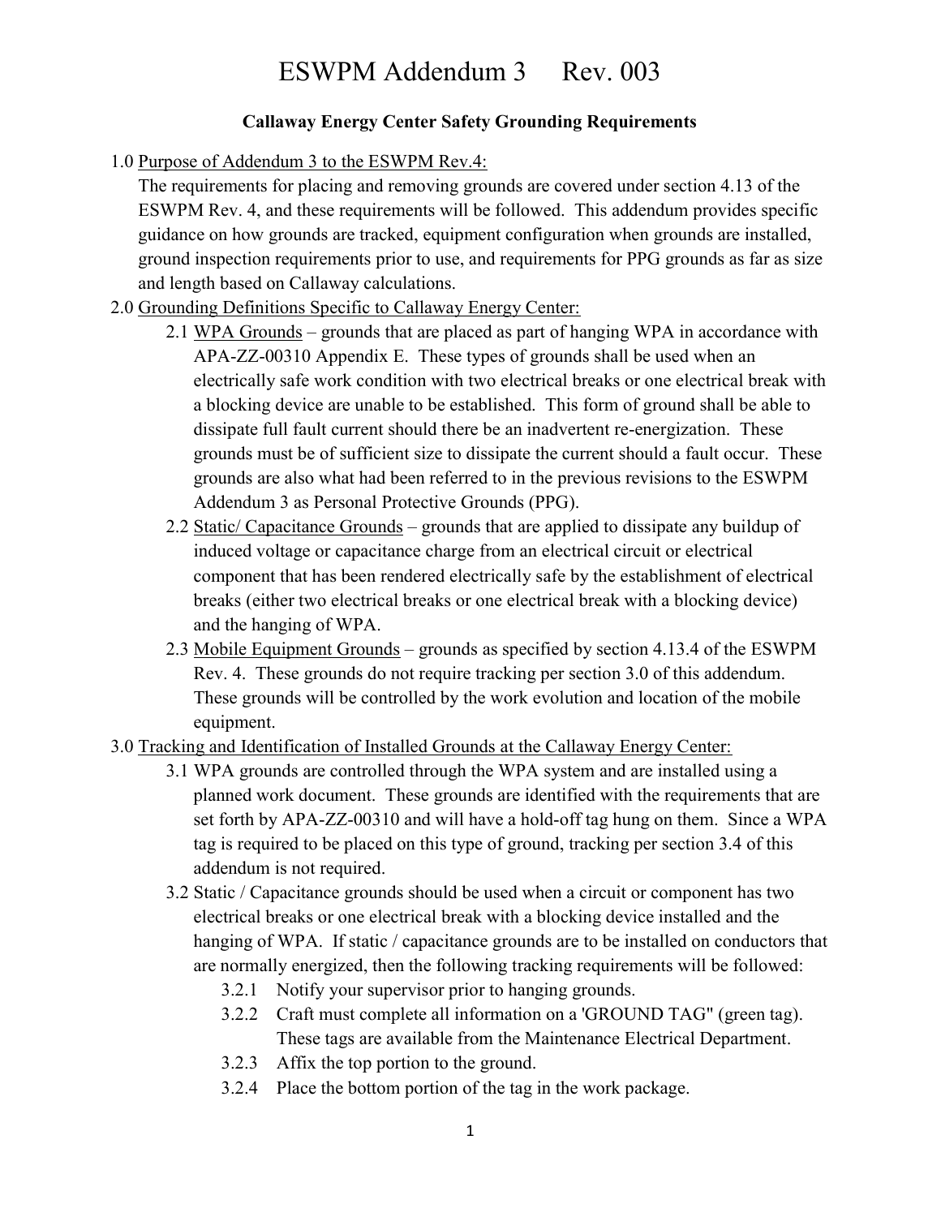# ESWPM Addendum 3 Rev. 003

**Callaway Energy Center Safety Grounding Requirements**

1.0 Purpose of Addendum 3 to the ESWPM Rev.4:

The requirements for placing and removing grounds are covered under section 4.13 of the ESWPM Rev. 4, and these requirements will be followed. This addendum provides specific guidance on how grounds are tracked, equipment configuration when grounds are installed, ground inspection requirements prior to use, and requirements for PPG grounds as far as size and length based on Callaway calculations.

2.0 Grounding Definitions Specific to Callaway Energy Center:

- 2.1 WPA Grounds – grounds that are placed as part of hanging WPA in accordance with APA-ZZ-00310 Appendix E. These types of grounds shall be used when an electrically safe work condition with two electrical breaks or one electrical break with a blocking device are unable to be established. This form of ground shall be able to dissipate full fault current should there be an inadvertent re-energization. These grounds must be of sufficient size to dissipate the current should a fault occur. These grounds are also what had been referred to in the previous revisions to the ESWPM Addendum 3 as Personal Protective Grounds (PPG).
- 2.2 Static/ Capacitance Grounds – grounds that are applied to dissipate any buildup of induced voltage or capacitance charge from an electrical circuit or electrical component that has been rendered electrically safe by the establishment of electrical breaks (either two electrical breaks or one electrical break with a blocking device) and the hanging of WPA.
- 2.3 Mobile Equipment Grounds – grounds as specified by section 4.13.4 of the ESWPM Rev. 4. These grounds do not require tracking per section 3.0 of this addendum. These grounds will be controlled by the work evolution and location of the mobile equipment.

3.0 Tracking and Identification of Installed Grounds at the Callaway Energy Center:

- 3.1 WPA grounds are controlled through the WPA system and are installed using a planned work document. These grounds are identified with the requirements that are set forth by APA-ZZ-00310 and will have a hold-off tag hung on them. Since a WPA tag is required to be placed on this type of ground, tracking per section 3.4 of this addendum is not required.
- 3.2 Static / Capacitance grounds should be used when a circuit or component has two electrical breaks or one electrical break with a blocking device installed and the hanging of WPA. If static / capacitance grounds are to be installed on conductors that are normally energized, then the following tracking requirements will be followed:
  - 3.2.1 Notify your supervisor prior to hanging grounds.
  - 3.2.2 Craft must complete all information on a 'GROUND TAG" (green tag). These tags are available from the Maintenance Electrical Department.
  - 3.2.3 Affix the top portion to the ground.
  - 3.2.4 Place the bottom portion of the tag in the work package.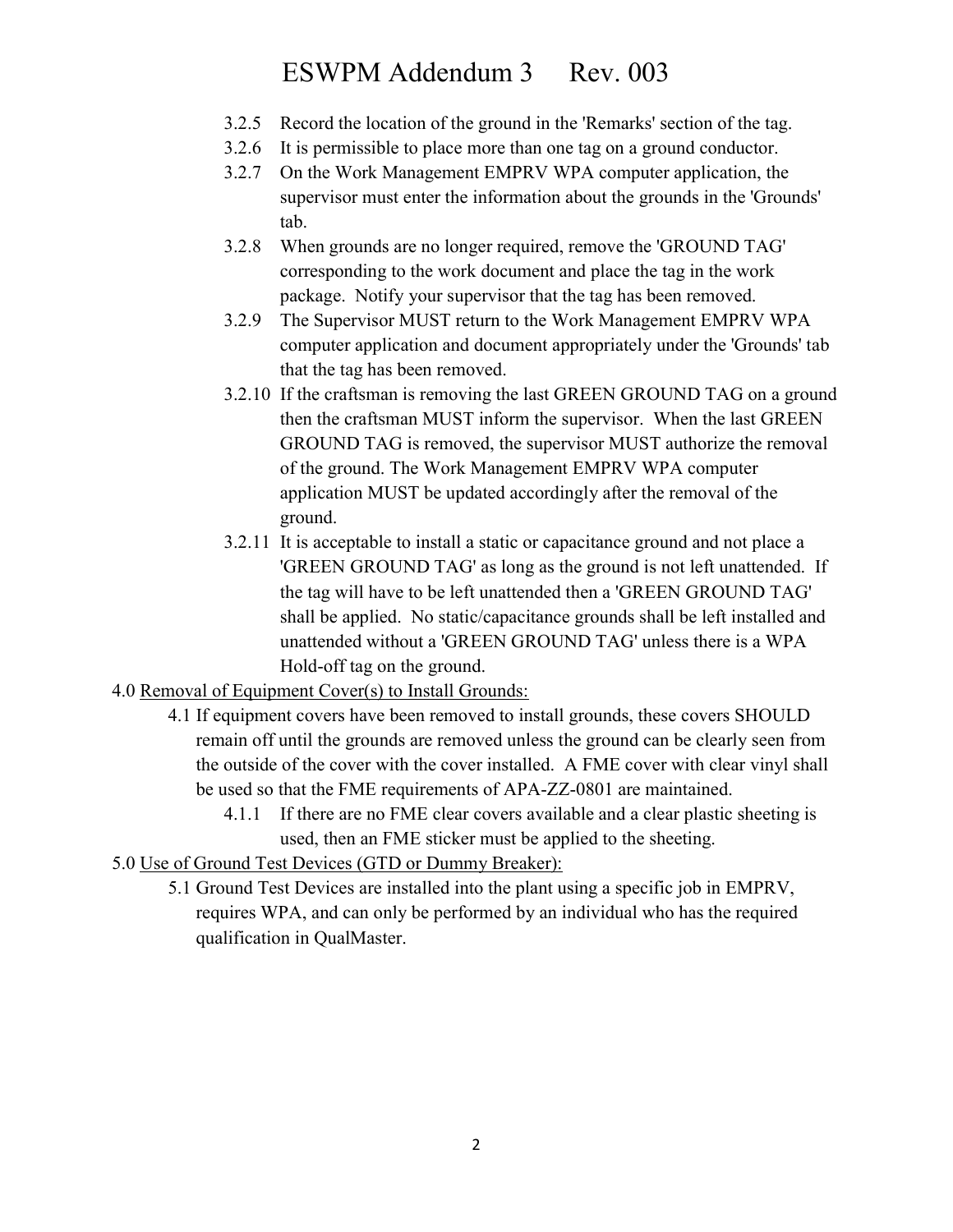3.2.5 Record the location of the ground in the 'Remarks' section of the tag.

3.2.6 It is permissible to place more than one tag on a ground conductor.

3.2.7 On the Work Management EMPRV WPA computer application, the supervisor must enter the information about the grounds in the 'Grounds' tab.

3.2.8 When grounds are no longer required, remove the 'GROUND TAG' corresponding to the work document and place the tag in the work package. Notify your supervisor that the tag has been removed.

3.2.9 The Supervisor MUST return to the Work Management EMPRV WPA computer application and document appropriately under the 'Grounds' tab that the tag has been removed.

3.2.10 If the craftsman is removing the last GREEN GROUND TAG on a ground then the craftsman MUST inform the supervisor. When the last GREEN GROUND TAG is removed, the supervisor MUST authorize the removal of the ground. The Work Management EMPRV WPA computer application MUST be updated accordingly after the removal of the ground.

3.2.11 It is acceptable to install a static or capacitance ground and not place a 'GREEN GROUND TAG' as long as the ground is not left unattended. If the tag will have to be left unattended then a 'GREEN GROUND TAG' shall be applied. No static/capacitance grounds shall be left installed and unattended without a 'GREEN GROUND TAG' unless there is a WPA Hold-off tag on the ground.

4.0 <u>Removal of Equipment Cover(s) to Install Grounds:</u>

4.1 If equipment covers have been removed to install grounds, these covers SHOULD remain off until the grounds are removed unless the ground can be clearly seen from the outside of the cover with the cover installed. A FME cover with clear vinyl shall be used so that the FME requirements of APA-ZZ-0801 are maintained.

4.1.1 If there are no FME clear covers available and a clear plastic sheeting is used, then an FME sticker must be applied to the sheeting.

5.0 <u>Use of Ground Test Devices (GTD or Dummy Breaker):</u>

5.1 Ground Test Devices are installed into the plant using a specific job in EMPRV, requires WPA, and can only be performed by an individual who has the required qualification in QualMaster.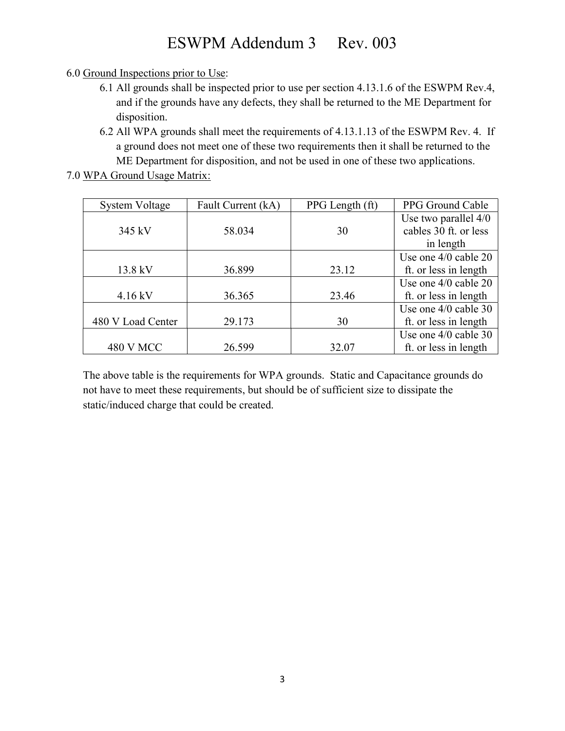6.0 <u>Ground Inspections prior to Use</u>:

6.1 All grounds shall be inspected prior to use per section 4.13.1.6 of the ESWPM Rev.4, and if the grounds have any defects, they shall be returned to the ME Department for disposition.

6.2 All WPA grounds shall meet the requirements of 4.13.1.13 of the ESWPM Rev. 4. If a ground does not meet one of these two requirements then it shall be returned to the ME Department for disposition, and not be used in one of these two applications.

7.0 <u>WPA Ground Usage Matrix:</u>

| System Voltage | Fault Current (kA) | PPG Length (ft) | PPG Ground Cable |
|---|---|---|---|
| 345 kV | 58.034 | 30 | Use two parallel 4/0 cables 30 ft. or less in length |
| 13.8 kV | 36.899 | 23.12 | Use one 4/0 cable 20 ft. or less in length |
| 4.16 kV | 36.365 | 23.46 | Use one 4/0 cable 20 ft. or less in length |
| 480 V Load Center | 29.173 | 30 | Use one 4/0 cable 30 ft. or less in length |
| 480 V MCC | 26.599 | 32.07 | Use one 4/0 cable 30 ft. or less in length |

The above table is the requirements for WPA grounds. Static and Capacitance grounds do not have to meet these requirements, but should be of sufficient size to dissipate the static/induced charge that could be created.